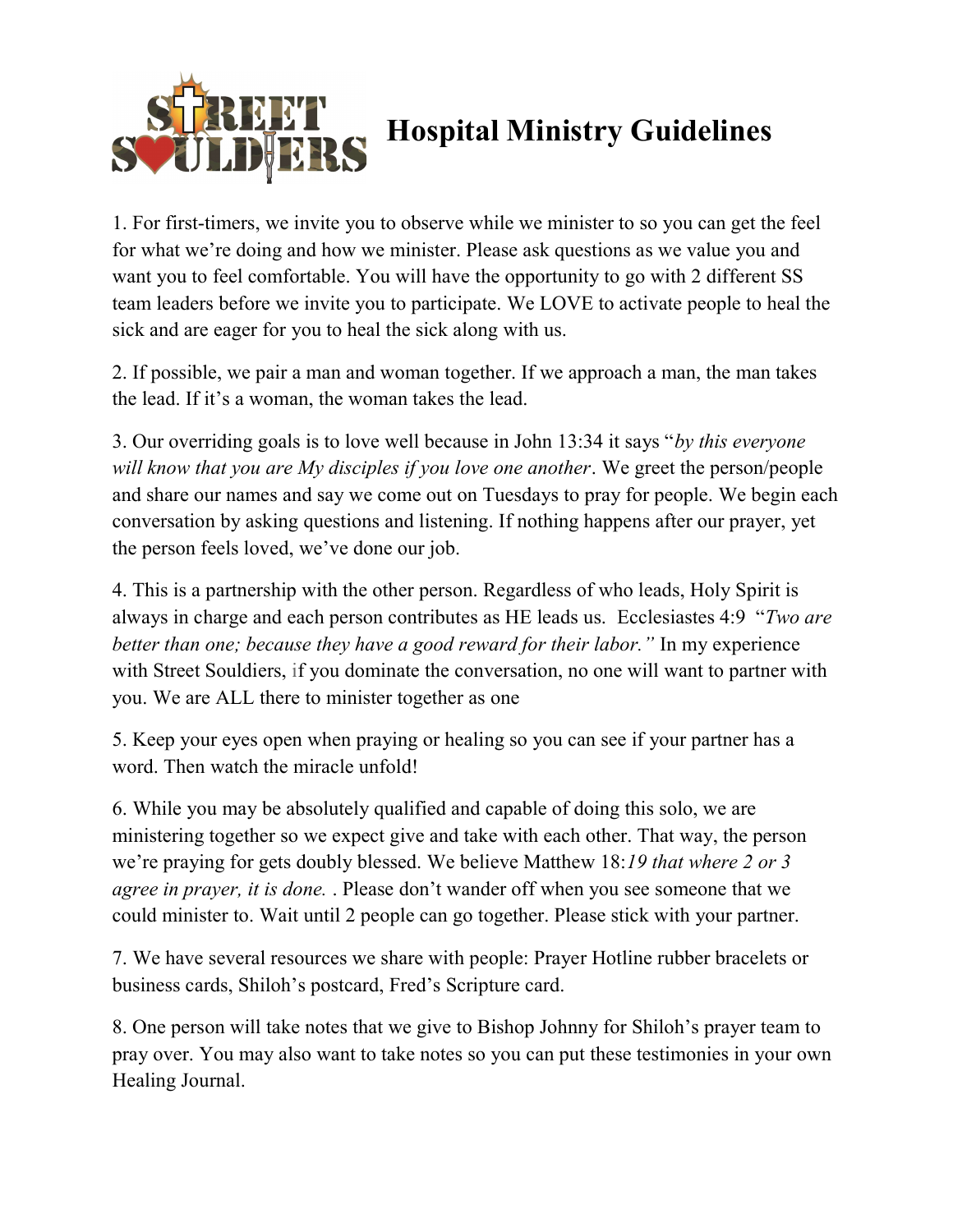# Hospital Ministry Guidelines

1. For first-timers, we invite you to observe while we minister to so you can get the feel for what we're doing and how we minister. Please ask questions as we value you and want you to feel comfortable. You will have the opportunity to go with 2 different SS team leaders before we invite you to participate. We LOVE to activate people to heal the sick and are eager for you to heal the sick along with us.

2. If possible, we pair a man and woman together. If we approach a man, the man takes the lead. If it's a woman, the woman takes the lead.

3. Our overriding goals is to love well because in John 13:34 it says "*by this everyone will know that you are My disciples if you love one another*. We greet the person/people and share our names and say we come out on Tuesdays to pray for people. We begin each conversation by asking questions and listening. If nothing happens after our prayer, yet the person feels loved, we've done our job.

4. This is a partnership with the other person. Regardless of who leads, Holy Spirit is always in charge and each person contributes as HE leads us. Ecclesiastes 4:9 "*Two are better than one; because they have a good reward for their labor."* In my experience with Street Souldiers, if you dominate the conversation, no one will want to partner with you. We are ALL there to minister together as one

5. Keep your eyes open when praying or healing so you can see if your partner has a word. Then watch the miracle unfold!

6. While you may be absolutely qualified and capable of doing this solo, we are ministering together so we expect give and take with each other. That way, the person we're praying for gets doubly blessed. We believe Matthew 18:*19 that where 2 or 3 agree in prayer, it is done.* . Please don't wander off when you see someone that we could minister to. Wait until 2 people can go together. Please stick with your partner.

7. We have several resources we share with people: Prayer Hotline rubber bracelets or business cards, Shiloh's postcard, Fred's Scripture card.

8. One person will take notes that we give to Bishop Johnny for Shiloh's prayer team to pray over. You may also want to take notes so you can put these testimonies in your own Healing Journal.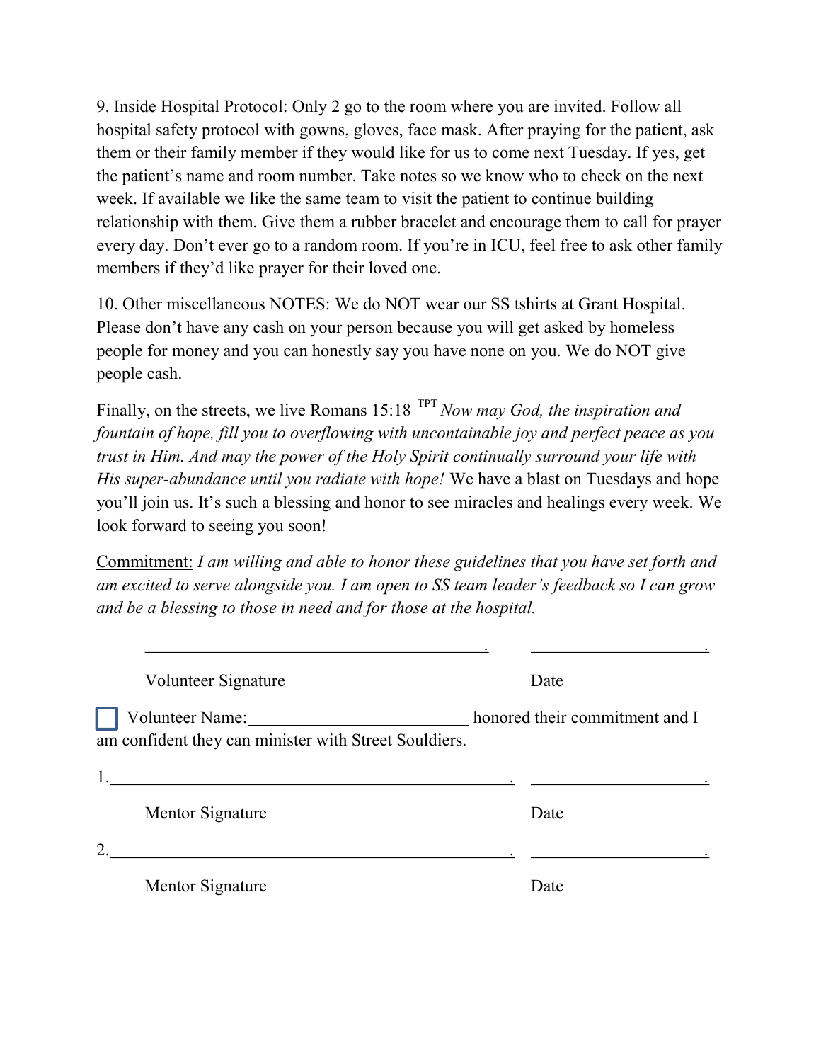9. Inside Hospital Protocol: Only 2 go to the room where you are invited. Follow all hospital safety protocol with gowns, gloves, face mask. After praying for the patient, ask them or their family member if they would like for us to come next Tuesday. If yes, get the patient's name and room number. Take notes so we know who to check on the next week. If available we like the same team to visit the patient to continue building relationship with them. Give them a rubber bracelet and encourage them to call for prayer every day. Don't ever go to a random room. If you're in ICU, feel free to ask other family members if they'd like prayer for their loved one.

10. Other miscellaneous NOTES: We do NOT wear our SS tshirts at Grant Hospital. Please don't have any cash on your person because you will get asked by homeless people for money and you can honestly say you have none on you. We do NOT give people cash.

Finally, on the streets, we live Romans 15:18 [TPT] *Now may God, the inspiration and fountain of hope, fill you to overflowing with uncontainable joy and perfect peace as you trust in Him. And may the power of the Holy Spirit continually surround your life with His super-abundance until you radiate with hope!* We have a blast on Tuesdays and hope you'll join us. It's such a blessing and honor to see miracles and healings every week. We look forward to seeing you soon!

<u>Commitment:</u> *I am willing and able to honor these guidelines that you have set forth and am excited to serve alongside you. I am open to SS team leader's feedback so I can grow and be a blessing to those in need and for those at the hospital.*

\_\_\_\_\_\_\_\_\_\_\_\_\_\_\_\_\_\_\_\_\_\_\_\_\_\_\_\_\_\_\_\_\_\_\_\_. \_\_\_\_\_\_\_\_\_\_\_\_\_\_\_\_\_\_\_\_.

Volunteer Signature Date

☐ Volunteer Name:\_\_\_\_\_\_\_\_\_\_\_\_\_\_\_\_\_\_\_\_\_\_\_\_\_ honored their commitment and I am confident they can minister with Street Souldiers.

1.\_\_\_\_\_\_\_\_\_\_\_\_\_\_\_\_\_\_\_\_\_\_\_\_\_\_\_\_\_\_\_\_\_\_\_\_\_\_\_\_\_\_. \_\_\_\_\_\_\_\_\_\_\_\_\_\_\_\_\_\_\_\_.

Mentor Signature Date

2.\_\_\_\_\_\_\_\_\_\_\_\_\_\_\_\_\_\_\_\_\_\_\_\_\_\_\_\_\_\_\_\_\_\_\_\_\_\_\_\_\_\_. \_\_\_\_\_\_\_\_\_\_\_\_\_\_\_\_\_\_\_\_.

Mentor Signature Date